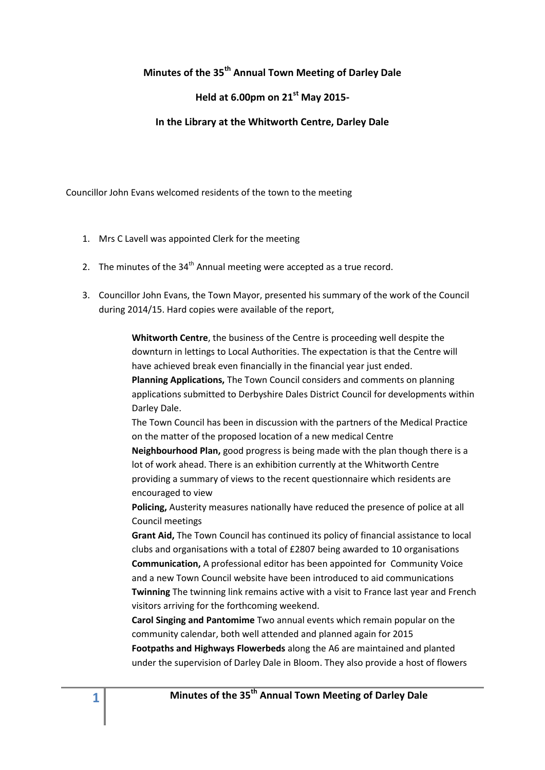**Minutes of the 35th Annual Town Meeting of Darley Dale**

**Held at 6.00pm on 21st May 2015-**

**In the Library at the Whitworth Centre, Darley Dale**

Councillor John Evans welcomed residents of the town to the meeting

1. Mrs C Lavell was appointed Clerk for the meeting
2. The minutes of the 34th Annual meeting were accepted as a true record.
3. Councillor John Evans, the Town Mayor, presented his summary of the work of the Council during 2014/15. Hard copies were available of the report,

   **Whitworth Centre**, the business of the Centre is proceeding well despite the downturn in lettings to Local Authorities. The expectation is that the Centre will have achieved break even financially in the financial year just ended.
   **Planning Applications,** The Town Council considers and comments on planning applications submitted to Derbyshire Dales District Council for developments within Darley Dale.
   The Town Council has been in discussion with the partners of the Medical Practice on the matter of the proposed location of a new medical Centre
   **Neighbourhood Plan,** good progress is being made with the plan though there is a lot of work ahead. There is an exhibition currently at the Whitworth Centre providing a summary of views to the recent questionnaire which residents are encouraged to view
   **Policing,** Austerity measures nationally have reduced the presence of police at all Council meetings
   **Grant Aid,** The Town Council has continued its policy of financial assistance to local clubs and organisations with a total of £2807 being awarded to 10 organisations
   **Communication,** A professional editor has been appointed for Community Voice and a new Town Council website have been introduced to aid communications
   **Twinning** The twinning link remains active with a visit to France last year and French visitors arriving for the forthcoming weekend.
   **Carol Singing and Pantomime** Two annual events which remain popular on the community calendar, both well attended and planned again for 2015
   **Footpaths and Highways Flowerbeds** along the A6 are maintained and planted under the supervision of Darley Dale in Bloom. They also provide a host of flowers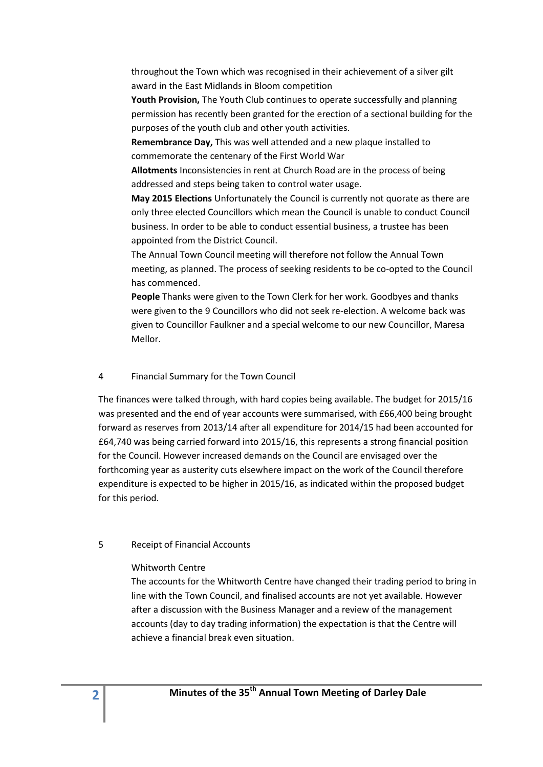throughout the Town which was recognised in their achievement of a silver gilt award in the East Midlands in Bloom competition

**Youth Provision,** The Youth Club continues to operate successfully and planning permission has recently been granted for the erection of a sectional building for the purposes of the youth club and other youth activities.

**Remembrance Day,** This was well attended and a new plaque installed to commemorate the centenary of the First World War

**Allotments** Inconsistencies in rent at Church Road are in the process of being addressed and steps being taken to control water usage.

**May 2015 Elections** Unfortunately the Council is currently not quorate as there are only three elected Councillors which mean the Council is unable to conduct Council business. In order to be able to conduct essential business, a trustee has been appointed from the District Council.

The Annual Town Council meeting will therefore not follow the Annual Town meeting, as planned. The process of seeking residents to be co-opted to the Council has commenced.

**People** Thanks were given to the Town Clerk for her work. Goodbyes and thanks were given to the 9 Councillors who did not seek re-election. A welcome back was given to Councillor Faulkner and a special welcome to our new Councillor, Maresa Mellor.

4 Financial Summary for the Town Council

The finances were talked through, with hard copies being available. The budget for 2015/16 was presented and the end of year accounts were summarised, with £66,400 being brought forward as reserves from 2013/14 after all expenditure for 2014/15 had been accounted for £64,740 was being carried forward into 2015/16, this represents a strong financial position for the Council. However increased demands on the Council are envisaged over the forthcoming year as austerity cuts elsewhere impact on the work of the Council therefore expenditure is expected to be higher in 2015/16, as indicated within the proposed budget for this period.

5 Receipt of Financial Accounts

Whitworth Centre

The accounts for the Whitworth Centre have changed their trading period to bring in line with the Town Council, and finalised accounts are not yet available. However after a discussion with the Business Manager and a review of the management accounts (day to day trading information) the expectation is that the Centre will achieve a financial break even situation.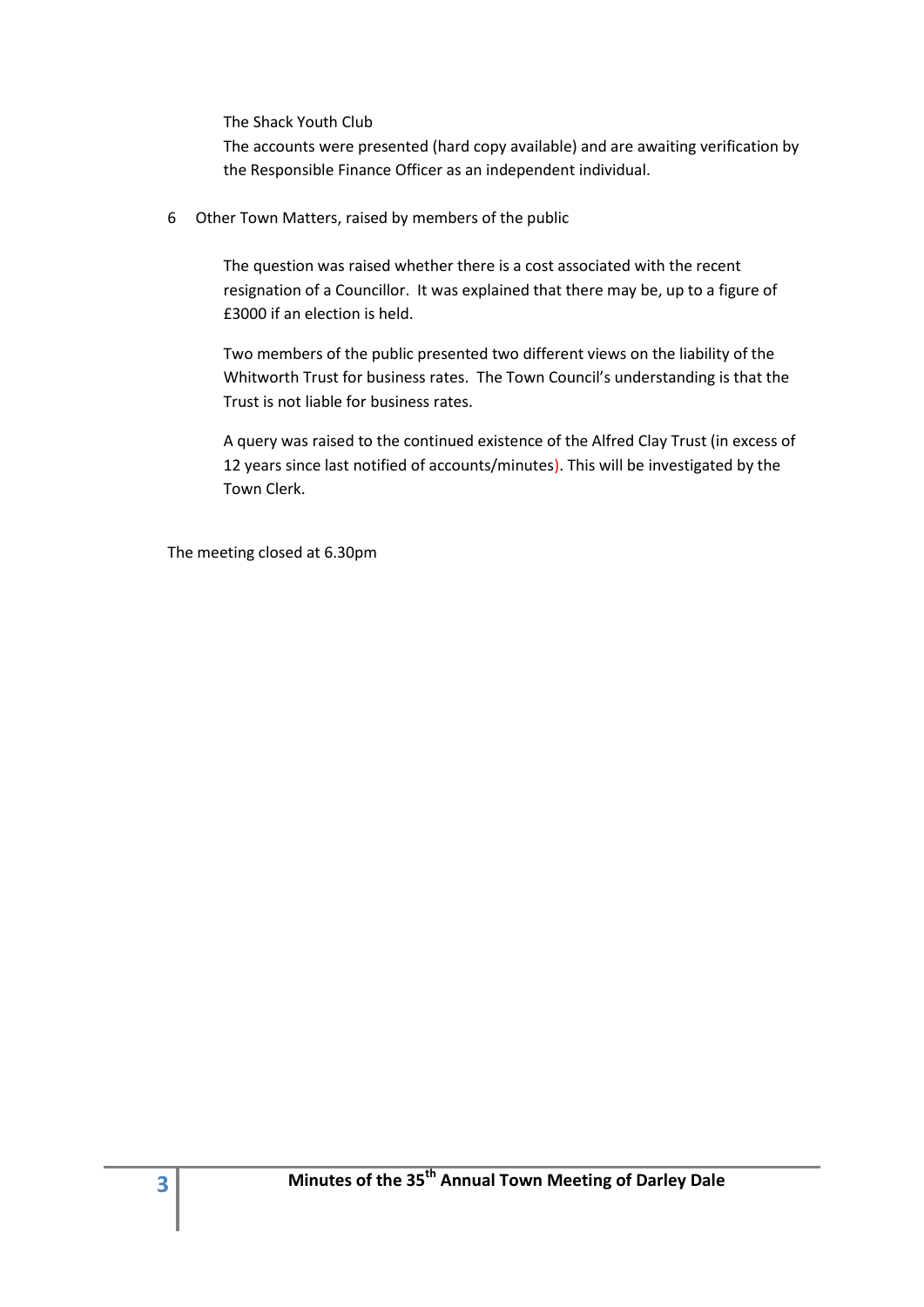The Shack Youth Club

The accounts were presented (hard copy available) and are awaiting verification by the Responsible Finance Officer as an independent individual.

6 Other Town Matters, raised by members of the public

The question was raised whether there is a cost associated with the recent resignation of a Councillor. It was explained that there may be, up to a figure of £3000 if an election is held.

Two members of the public presented two different views on the liability of the Whitworth Trust for business rates. The Town Council's understanding is that the Trust is not liable for business rates.

A query was raised to the continued existence of the Alfred Clay Trust (in excess of 12 years since last notified of accounts/minutes). This will be investigated by the Town Clerk.

The meeting closed at 6.30pm